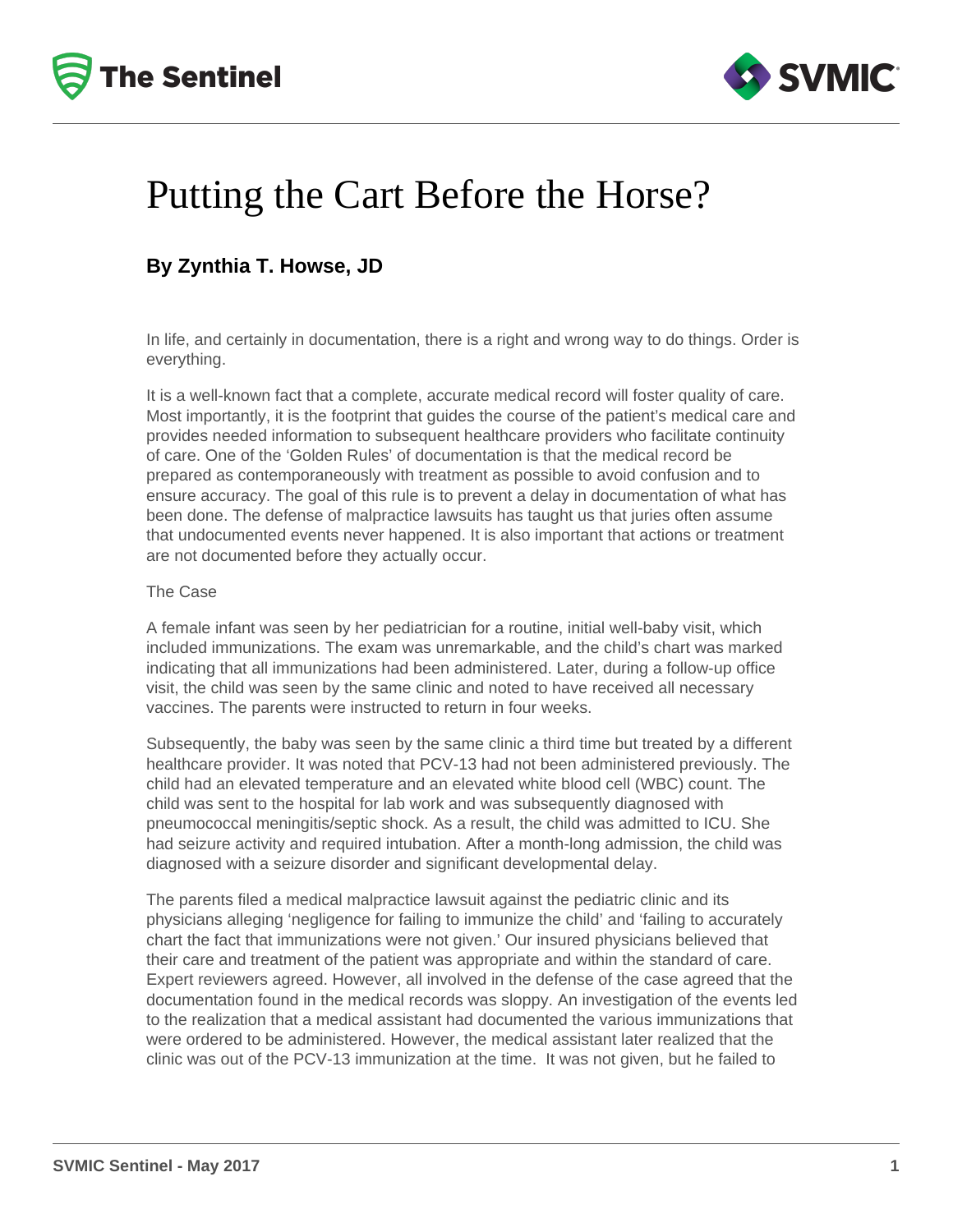# Putting the Cart Before the Horse?

### By Zynthia T. Howse, JD

In life, and certainly in documentation, there is a right and wrong way to do things. Order is everything.

It is a well-known fact that a complete, accurate medical record will foster quality of care. Most importantly, it is the footprint that guides the course of the patient's medical care and provides needed information to subsequent healthcare providers who facilitate continuity of care. One of the 'Golden Rules' of documentation is that the medical record be prepared as contemporaneously with treatment as possible to avoid confusion and to ensure accuracy. The goal of this rule is to prevent a delay in documentation of what has been done. The defense of malpractice lawsuits has taught us that juries often assume that undocumented events never happened. It is also important that actions or treatment are not documented before they actually occur.

The Case

A female infant was seen by her pediatrician for a routine, initial well-baby visit, which included immunizations. The exam was unremarkable, and the child's chart was marked indicating that all immunizations had been administered. Later, during a follow-up office visit, the child was seen by the same clinic and noted to have received all necessary vaccines. The parents were instructed to return in four weeks.

Subsequently, the baby was seen by the same clinic a third time but treated by a different healthcare provider. It was noted that PCV-13 had not been administered previously. The child had an elevated temperature and an elevated white blood cell (WBC) count. The child was sent to the hospital for lab work and was subsequently diagnosed with pneumococcal meningitis/septic shock. As a result, the child was admitted to ICU. She had seizure activity and required intubation. After a month-long admission, the child was diagnosed with a seizure disorder and significant developmental delay.

The parents filed a medical malpractice lawsuit against the pediatric clinic and its physicians alleging 'negligence for failing to immunize the child' and 'failing to accurately chart the fact that immunizations were not given.' Our insured physicians believed that their care and treatment of the patient was appropriate and within the standard of care. Expert reviewers agreed. However, all involved in the defense of the case agreed that the documentation found in the medical records was sloppy. An investigation of the events led to the realization that a medical assistant had documented the various immunizations that were ordered to be administered. However, the medical assistant later realized that the clinic was out of the PCV-13 immunization at the time. It was not given, but he failed to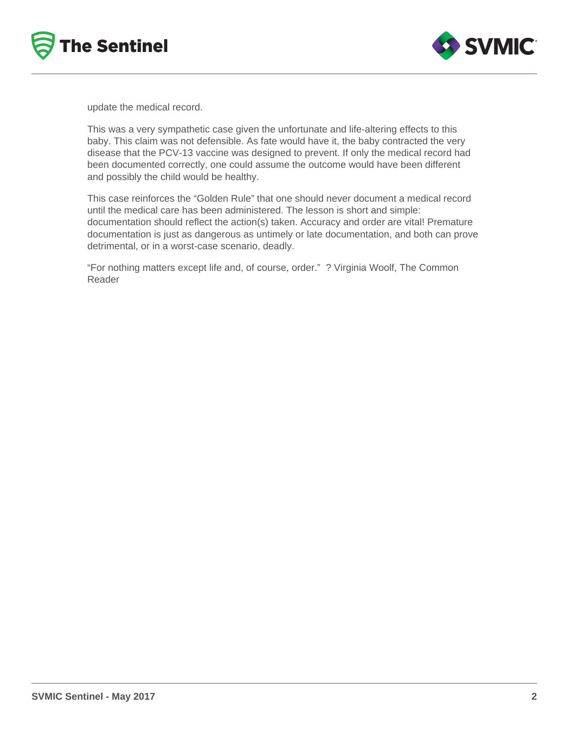update the medical record.

This was a very sympathetic case given the unfortunate and life-altering effects to this baby. This claim was not defensible. As fate would have it, the baby contracted the very disease that the PCV-13 vaccine was designed to prevent. If only the medical record had been documented correctly, one could assume the outcome would have been different and possibly the child would be healthy.

This case reinforces the "Golden Rule" that one should never document a medical record until the medical care has been administered. The lesson is short and simple: documentation should reflect the action(s) taken. Accuracy and order are vital! Premature documentation is just as dangerous as untimely or late documentation, and both can prove detrimental, or in a worst-case scenario, deadly.

"For nothing matters except life and, of course, order." ? Virginia Woolf, The Common Reader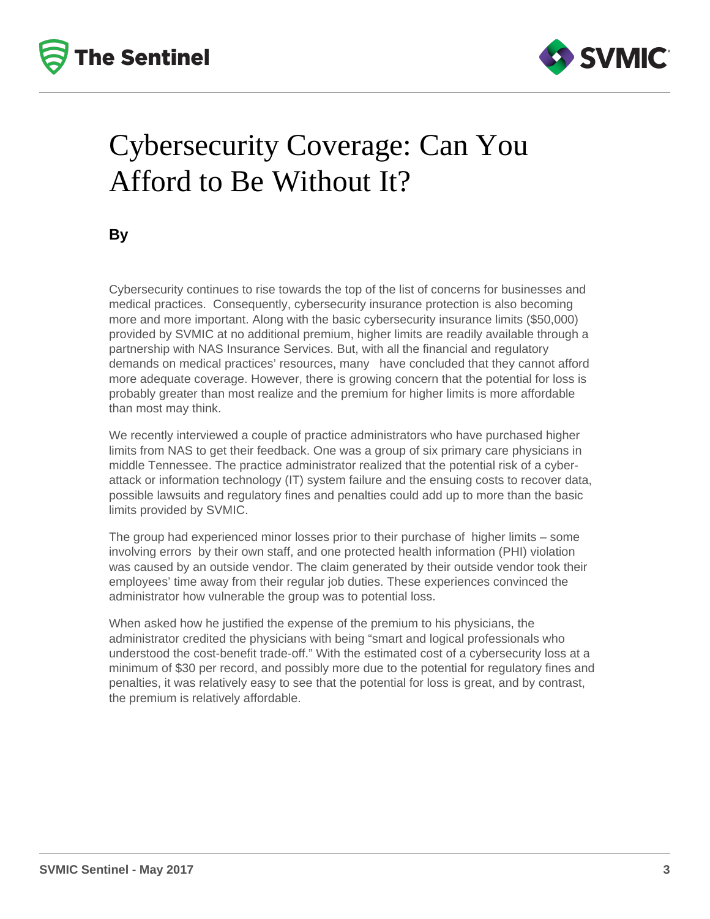# Cybersecurity Coverage: Can You Afford to Be Without It?

**By**

Cybersecurity continues to rise towards the top of the list of concerns for businesses and medical practices. Consequently, cybersecurity insurance protection is also becoming more and more important. Along with the basic cybersecurity insurance limits ($50,000) provided by SVMIC at no additional premium, higher limits are readily available through a partnership with NAS Insurance Services. But, with all the financial and regulatory demands on medical practices' resources, many have concluded that they cannot afford more adequate coverage. However, there is growing concern that the potential for loss is probably greater than most realize and the premium for higher limits is more affordable than most may think.

We recently interviewed a couple of practice administrators who have purchased higher limits from NAS to get their feedback. One was a group of six primary care physicians in middle Tennessee. The practice administrator realized that the potential risk of a cyber-attack or information technology (IT) system failure and the ensuing costs to recover data, possible lawsuits and regulatory fines and penalties could add up to more than the basic limits provided by SVMIC.

The group had experienced minor losses prior to their purchase of higher limits – some involving errors by their own staff, and one protected health information (PHI) violation was caused by an outside vendor. The claim generated by their outside vendor took their employees' time away from their regular job duties. These experiences convinced the administrator how vulnerable the group was to potential loss.

When asked how he justified the expense of the premium to his physicians, the administrator credited the physicians with being "smart and logical professionals who understood the cost-benefit trade-off." With the estimated cost of a cybersecurity loss at a minimum of $30 per record, and possibly more due to the potential for regulatory fines and penalties, it was relatively easy to see that the potential for loss is great, and by contrast, the premium is relatively affordable.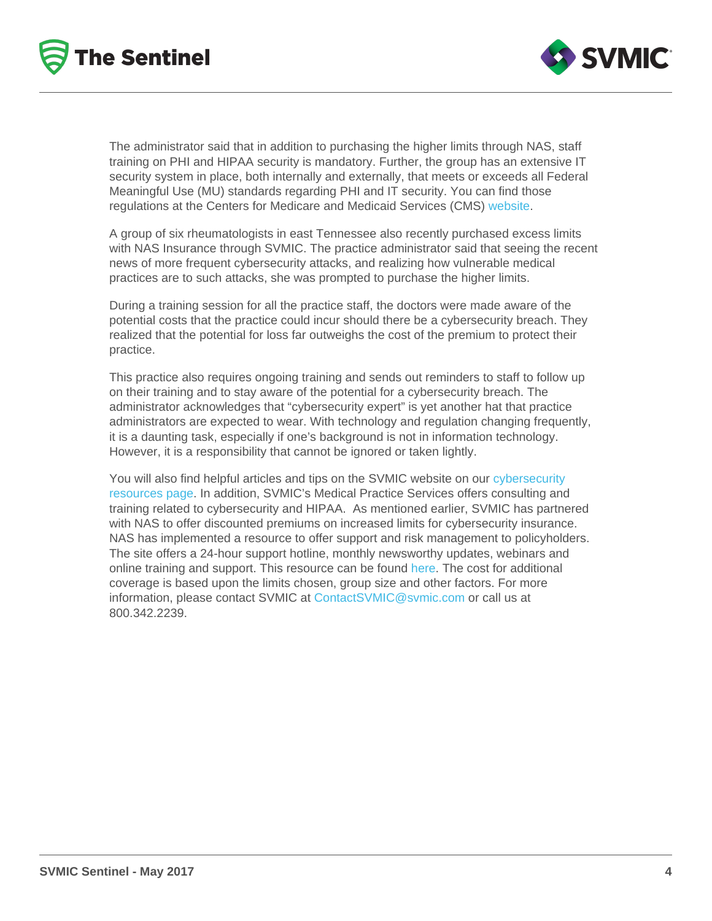The administrator said that in addition to purchasing the higher limits through NAS, staff training on PHI and HIPAA security is mandatory. Further, the group has an extensive IT security system in place, both internally and externally, that meets or exceeds all Federal Meaningful Use (MU) standards regarding PHI and IT security. You can find those regulations at the Centers for Medicare and Medicaid Services (CMS) website.

A group of six rheumatologists in east Tennessee also recently purchased excess limits with NAS Insurance through SVMIC. The practice administrator said that seeing the recent news of more frequent cybersecurity attacks, and realizing how vulnerable medical practices are to such attacks, she was prompted to purchase the higher limits.

During a training session for all the practice staff, the doctors were made aware of the potential costs that the practice could incur should there be a cybersecurity breach. They realized that the potential for loss far outweighs the cost of the premium to protect their practice.

This practice also requires ongoing training and sends out reminders to staff to follow up on their training and to stay aware of the potential for a cybersecurity breach. The administrator acknowledges that "cybersecurity expert" is yet another hat that practice administrators are expected to wear. With technology and regulation changing frequently, it is a daunting task, especially if one's background is not in information technology. However, it is a responsibility that cannot be ignored or taken lightly.

You will also find helpful articles and tips on the SVMIC website on our cybersecurity resources page. In addition, SVMIC's Medical Practice Services offers consulting and training related to cybersecurity and HIPAA. As mentioned earlier, SVMIC has partnered with NAS to offer discounted premiums on increased limits for cybersecurity insurance. NAS has implemented a resource to offer support and risk management to policyholders. The site offers a 24-hour support hotline, monthly newsworthy updates, webinars and online training and support. This resource can be found here. The cost for additional coverage is based upon the limits chosen, group size and other factors. For more information, please contact SVMIC at ContactSVMIC@svmic.com or call us at 800.342.2239.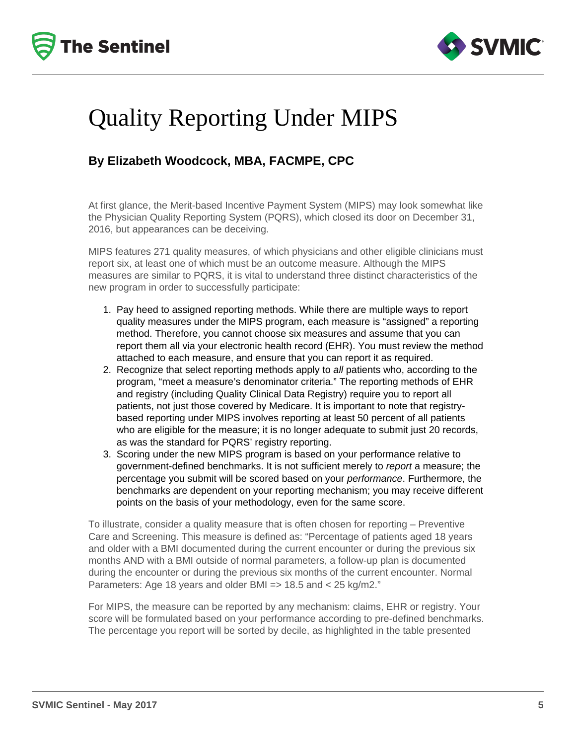# Quality Reporting Under MIPS

### By Elizabeth Woodcock, MBA, FACMPE, CPC

At first glance, the Merit-based Incentive Payment System (MIPS) may look somewhat like the Physician Quality Reporting System (PQRS), which closed its door on December 31, 2016, but appearances can be deceiving.

MIPS features 271 quality measures, of which physicians and other eligible clinicians must report six, at least one of which must be an outcome measure. Although the MIPS measures are similar to PQRS, it is vital to understand three distinct characteristics of the new program in order to successfully participate:

1. Pay heed to assigned reporting methods. While there are multiple ways to report quality measures under the MIPS program, each measure is "assigned" a reporting method. Therefore, you cannot choose six measures and assume that you can report them all via your electronic health record (EHR). You must review the method attached to each measure, and ensure that you can report it as required.
2. Recognize that select reporting methods apply to *all* patients who, according to the program, "meet a measure's denominator criteria." The reporting methods of EHR and registry (including Quality Clinical Data Registry) require you to report all patients, not just those covered by Medicare. It is important to note that registry-based reporting under MIPS involves reporting at least 50 percent of all patients who are eligible for the measure; it is no longer adequate to submit just 20 records, as was the standard for PQRS' registry reporting.
3. Scoring under the new MIPS program is based on your performance relative to government-defined benchmarks. It is not sufficient merely to *report* a measure; the percentage you submit will be scored based on your *performance*. Furthermore, the benchmarks are dependent on your reporting mechanism; you may receive different points on the basis of your methodology, even for the same score.

To illustrate, consider a quality measure that is often chosen for reporting – Preventive Care and Screening. This measure is defined as: "Percentage of patients aged 18 years and older with a BMI documented during the current encounter or during the previous six months AND with a BMI outside of normal parameters, a follow-up plan is documented during the encounter or during the previous six months of the current encounter. Normal Parameters: Age 18 years and older BMI => 18.5 and < 25 kg/m2."

For MIPS, the measure can be reported by any mechanism: claims, EHR or registry. Your score will be formulated based on your performance according to pre-defined benchmarks. The percentage you report will be sorted by decile, as highlighted in the table presented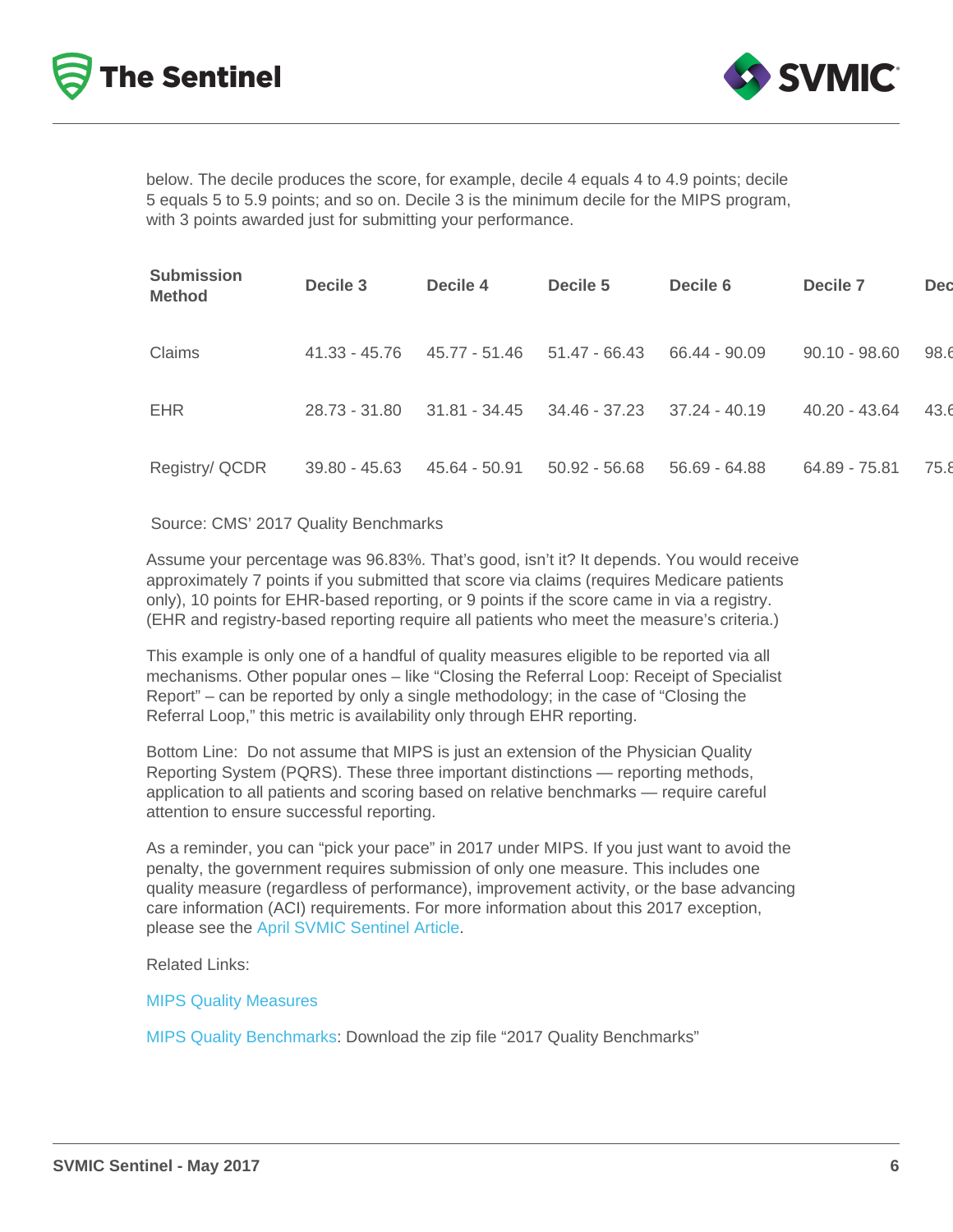below. The decile produces the score, for example, decile 4 equals 4 to 4.9 points; decile 5 equals 5 to 5.9 points; and so on. Decile 3 is the minimum decile for the MIPS program, with 3 points awarded just for submitting your performance.

| Submission Method | Decile 3 | Decile 4 | Decile 5 | Decile 6 | Decile 7 | Dec |
|---|---|---|---|---|---|---|
| Claims | 41.33 - 45.76 | 45.77 - 51.46 | 51.47 - 66.43 | 66.44 - 90.09 | 90.10 - 98.60 | 98.6 |
| EHR | 28.73 - 31.80 | 31.81 - 34.45 | 34.46 - 37.23 | 37.24 - 40.19 | 40.20 - 43.64 | 43.6 |
| Registry/ QCDR | 39.80 - 45.63 | 45.64 - 50.91 | 50.92 - 56.68 | 56.69 - 64.88 | 64.89 - 75.81 | 75.8 |

Source: CMS' 2017 Quality Benchmarks

Assume your percentage was 96.83%. That's good, isn't it? It depends. You would receive approximately 7 points if you submitted that score via claims (requires Medicare patients only), 10 points for EHR-based reporting, or 9 points if the score came in via a registry. (EHR and registry-based reporting require all patients who meet the measure's criteria.)

This example is only one of a handful of quality measures eligible to be reported via all mechanisms. Other popular ones – like "Closing the Referral Loop: Receipt of Specialist Report" – can be reported by only a single methodology; in the case of "Closing the Referral Loop," this metric is availability only through EHR reporting.

Bottom Line: Do not assume that MIPS is just an extension of the Physician Quality Reporting System (PQRS). These three important distinctions — reporting methods, application to all patients and scoring based on relative benchmarks — require careful attention to ensure successful reporting.

As a reminder, you can "pick your pace" in 2017 under MIPS. If you just want to avoid the penalty, the government requires submission of only one measure. This includes one quality measure (regardless of performance), improvement activity, or the base advancing care information (ACI) requirements. For more information about this 2017 exception, please see the April SVMIC Sentinel Article.

Related Links:

MIPS Quality Measures

MIPS Quality Benchmarks: Download the zip file "2017 Quality Benchmarks"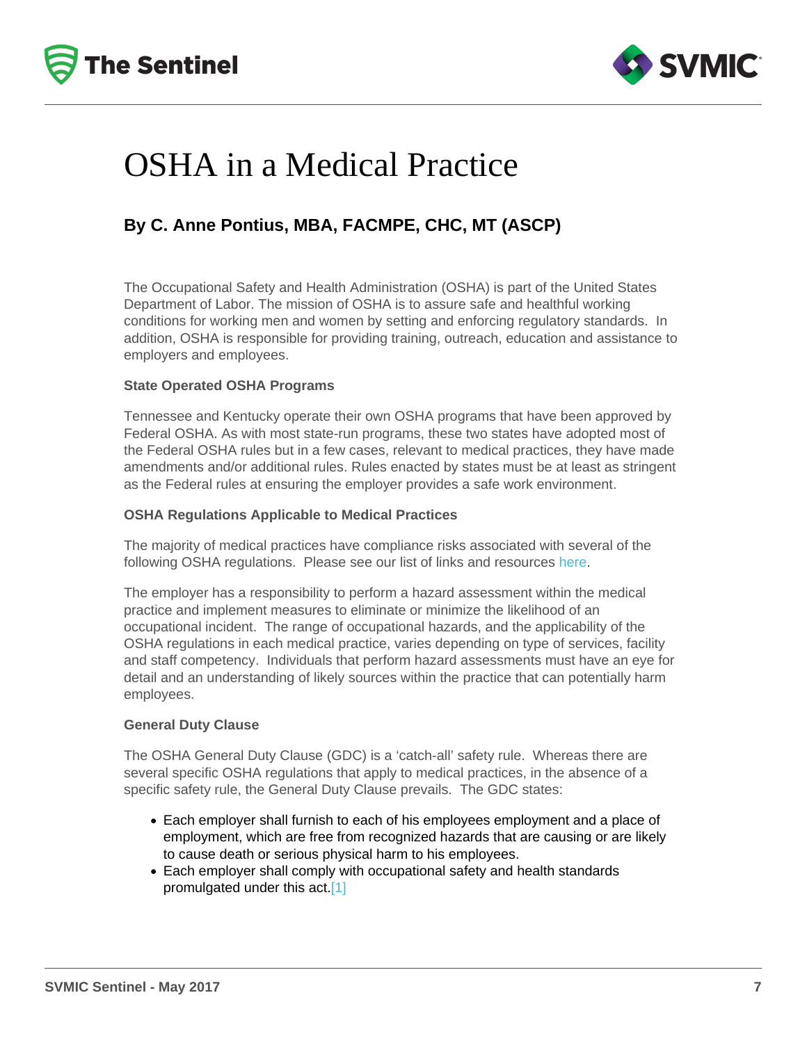# OSHA in a Medical Practice

### By C. Anne Pontius, MBA, FACMPE, CHC, MT (ASCP)

The Occupational Safety and Health Administration (OSHA) is part of the United States Department of Labor. The mission of OSHA is to assure safe and healthful working conditions for working men and women by setting and enforcing regulatory standards. In addition, OSHA is responsible for providing training, outreach, education and assistance to employers and employees.

**State Operated OSHA Programs**

Tennessee and Kentucky operate their own OSHA programs that have been approved by Federal OSHA. As with most state-run programs, these two states have adopted most of the Federal OSHA rules but in a few cases, relevant to medical practices, they have made amendments and/or additional rules. Rules enacted by states must be at least as stringent as the Federal rules at ensuring the employer provides a safe work environment.

**OSHA Regulations Applicable to Medical Practices**

The majority of medical practices have compliance risks associated with several of the following OSHA regulations. Please see our list of links and resources here.

The employer has a responsibility to perform a hazard assessment within the medical practice and implement measures to eliminate or minimize the likelihood of an occupational incident. The range of occupational hazards, and the applicability of the OSHA regulations in each medical practice, varies depending on type of services, facility and staff competency. Individuals that perform hazard assessments must have an eye for detail and an understanding of likely sources within the practice that can potentially harm employees.

**General Duty Clause**

The OSHA General Duty Clause (GDC) is a 'catch-all' safety rule. Whereas there are several specific OSHA regulations that apply to medical practices, in the absence of a specific safety rule, the General Duty Clause prevails. The GDC states:

- Each employer shall furnish to each of his employees employment and a place of employment, which are free from recognized hazards that are causing or are likely to cause death or serious physical harm to his employees.
- Each employer shall comply with occupational safety and health standards promulgated under this act.[1]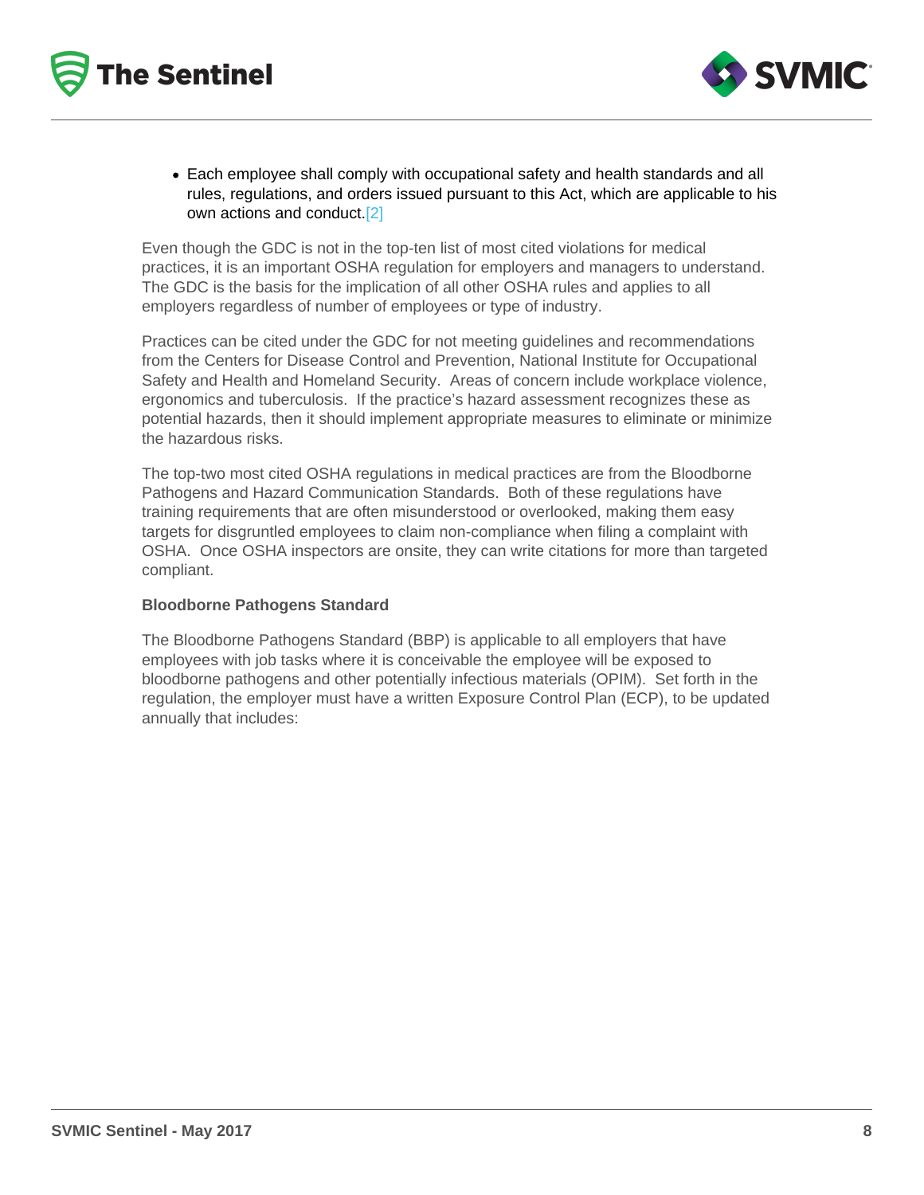- Each employee shall comply with occupational safety and health standards and all rules, regulations, and orders issued pursuant to this Act, which are applicable to his own actions and conduct.[2]

Even though the GDC is not in the top-ten list of most cited violations for medical practices, it is an important OSHA regulation for employers and managers to understand. The GDC is the basis for the implication of all other OSHA rules and applies to all employers regardless of number of employees or type of industry.

Practices can be cited under the GDC for not meeting guidelines and recommendations from the Centers for Disease Control and Prevention, National Institute for Occupational Safety and Health and Homeland Security. Areas of concern include workplace violence, ergonomics and tuberculosis. If the practice's hazard assessment recognizes these as potential hazards, then it should implement appropriate measures to eliminate or minimize the hazardous risks.

The top-two most cited OSHA regulations in medical practices are from the Bloodborne Pathogens and Hazard Communication Standards. Both of these regulations have training requirements that are often misunderstood or overlooked, making them easy targets for disgruntled employees to claim non-compliance when filing a complaint with OSHA. Once OSHA inspectors are onsite, they can write citations for more than targeted compliant.

**Bloodborne Pathogens Standard**

The Bloodborne Pathogens Standard (BBP) is applicable to all employers that have employees with job tasks where it is conceivable the employee will be exposed to bloodborne pathogens and other potentially infectious materials (OPIM). Set forth in the regulation, the employer must have a written Exposure Control Plan (ECP), to be updated annually that includes: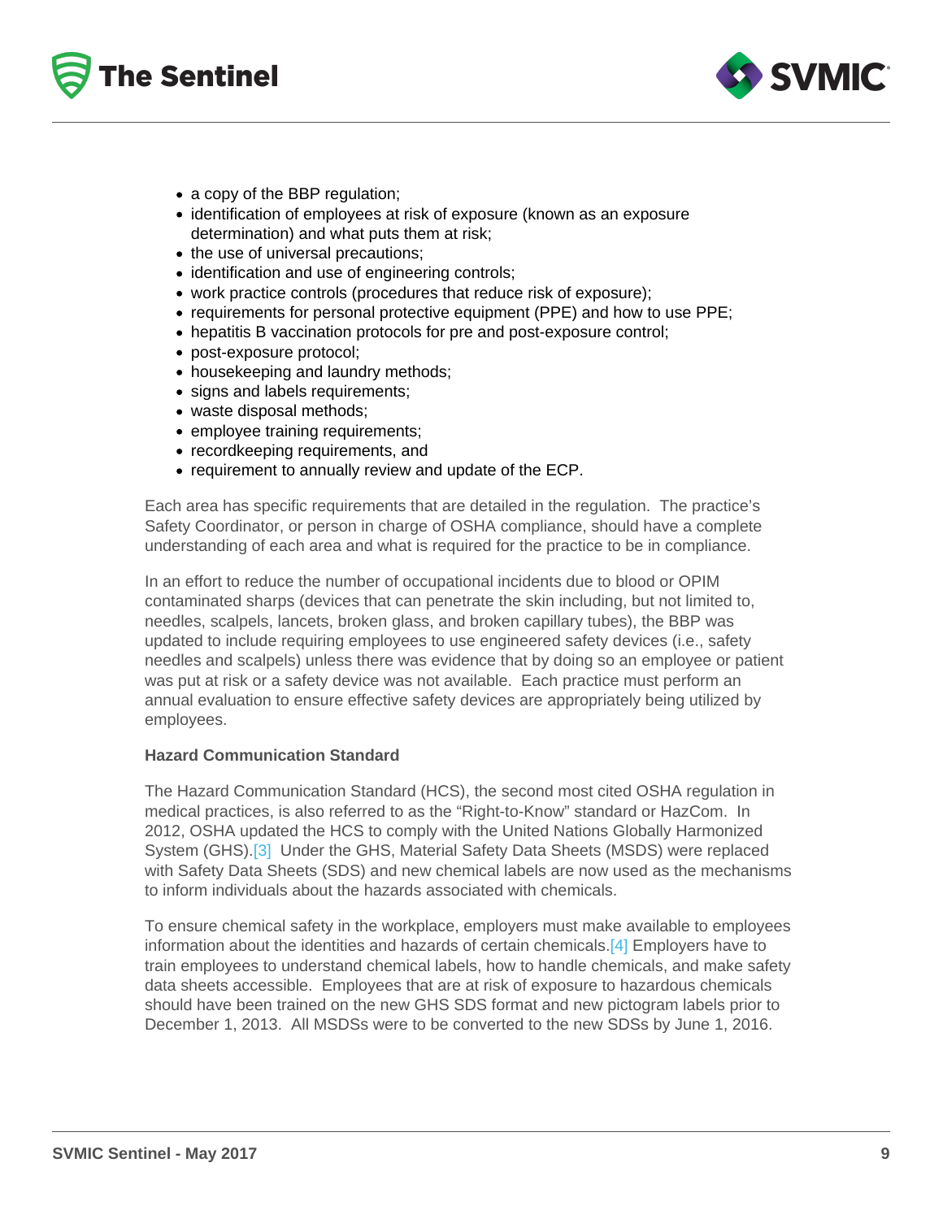- a copy of the BBP regulation;
- identification of employees at risk of exposure (known as an exposure determination) and what puts them at risk;
- the use of universal precautions;
- identification and use of engineering controls;
- work practice controls (procedures that reduce risk of exposure);
- requirements for personal protective equipment (PPE) and how to use PPE;
- hepatitis B vaccination protocols for pre and post-exposure control;
- post-exposure protocol;
- housekeeping and laundry methods;
- signs and labels requirements;
- waste disposal methods;
- employee training requirements;
- recordkeeping requirements, and
- requirement to annually review and update of the ECP.

Each area has specific requirements that are detailed in the regulation. The practice's Safety Coordinator, or person in charge of OSHA compliance, should have a complete understanding of each area and what is required for the practice to be in compliance.

In an effort to reduce the number of occupational incidents due to blood or OPIM contaminated sharps (devices that can penetrate the skin including, but not limited to, needles, scalpels, lancets, broken glass, and broken capillary tubes), the BBP was updated to include requiring employees to use engineered safety devices (i.e., safety needles and scalpels) unless there was evidence that by doing so an employee or patient was put at risk or a safety device was not available. Each practice must perform an annual evaluation to ensure effective safety devices are appropriately being utilized by employees.

**Hazard Communication Standard**

The Hazard Communication Standard (HCS), the second most cited OSHA regulation in medical practices, is also referred to as the "Right-to-Know" standard or HazCom. In 2012, OSHA updated the HCS to comply with the United Nations Globally Harmonized System (GHS).[3] Under the GHS, Material Safety Data Sheets (MSDS) were replaced with Safety Data Sheets (SDS) and new chemical labels are now used as the mechanisms to inform individuals about the hazards associated with chemicals.

To ensure chemical safety in the workplace, employers must make available to employees information about the identities and hazards of certain chemicals.[4] Employers have to train employees to understand chemical labels, how to handle chemicals, and make safety data sheets accessible. Employees that are at risk of exposure to hazardous chemicals should have been trained on the new GHS SDS format and new pictogram labels prior to December 1, 2013. All MSDSs were to be converted to the new SDSs by June 1, 2016.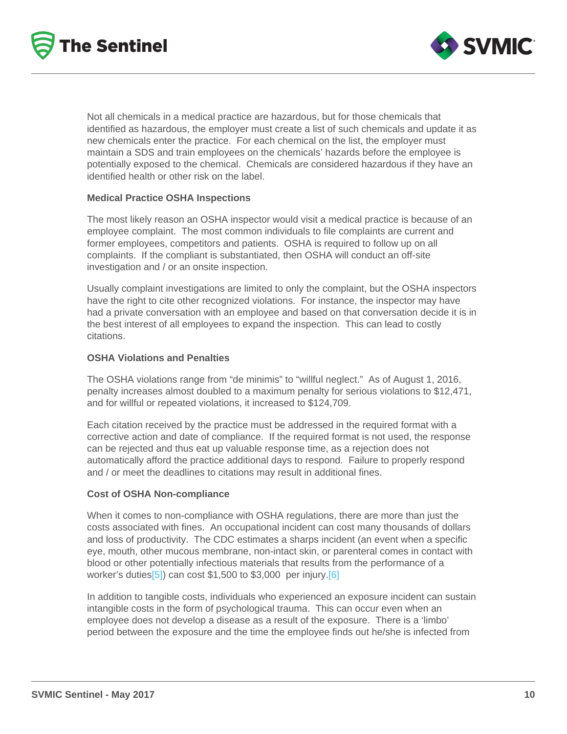Not all chemicals in a medical practice are hazardous, but for those chemicals that identified as hazardous, the employer must create a list of such chemicals and update it as new chemicals enter the practice. For each chemical on the list, the employer must maintain a SDS and train employees on the chemicals' hazards before the employee is potentially exposed to the chemical. Chemicals are considered hazardous if they have an identified health or other risk on the label.

**Medical Practice OSHA Inspections**

The most likely reason an OSHA inspector would visit a medical practice is because of an employee complaint. The most common individuals to file complaints are current and former employees, competitors and patients. OSHA is required to follow up on all complaints. If the compliant is substantiated, then OSHA will conduct an off-site investigation and / or an onsite inspection.

Usually complaint investigations are limited to only the complaint, but the OSHA inspectors have the right to cite other recognized violations. For instance, the inspector may have had a private conversation with an employee and based on that conversation decide it is in the best interest of all employees to expand the inspection. This can lead to costly citations.

**OSHA Violations and Penalties**

The OSHA violations range from "de minimis" to "willful neglect." As of August 1, 2016, penalty increases almost doubled to a maximum penalty for serious violations to $12,471, and for willful or repeated violations, it increased to $124,709.

Each citation received by the practice must be addressed in the required format with a corrective action and date of compliance. If the required format is not used, the response can be rejected and thus eat up valuable response time, as a rejection does not automatically afford the practice additional days to respond. Failure to properly respond and / or meet the deadlines to citations may result in additional fines.

**Cost of OSHA Non-compliance**

When it comes to non-compliance with OSHA regulations, there are more than just the costs associated with fines. An occupational incident can cost many thousands of dollars and loss of productivity. The CDC estimates a sharps incident (an event when a specific eye, mouth, other mucous membrane, non-intact skin, or parenteral comes in contact with blood or other potentially infectious materials that results from the performance of a worker's duties[5]) can cost $1,500 to $3,000 per injury.[6]

In addition to tangible costs, individuals who experienced an exposure incident can sustain intangible costs in the form of psychological trauma. This can occur even when an employee does not develop a disease as a result of the exposure. There is a 'limbo' period between the exposure and the time the employee finds out he/she is infected from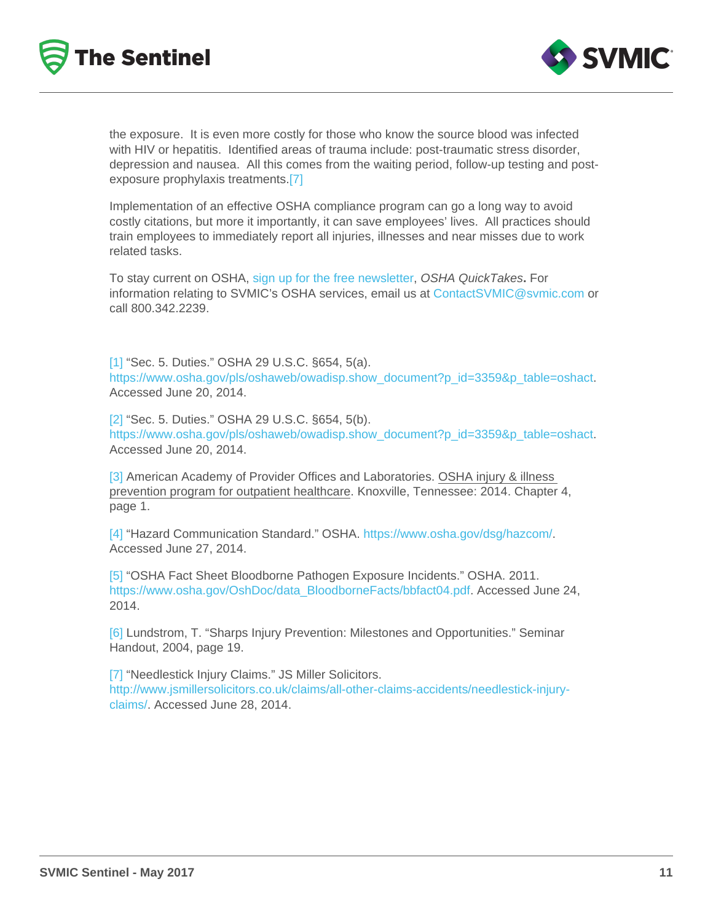the exposure.  It is even more costly for those who know the source blood was infected with HIV or hepatitis.  Identified areas of trauma include: post-traumatic stress disorder, depression and nausea.  All this comes from the waiting period, follow-up testing and post-exposure prophylaxis treatments.[7]

Implementation of an effective OSHA compliance program can go a long way to avoid costly citations, but more it importantly, it can save employees' lives.  All practices should train employees to immediately report all injuries, illnesses and near misses due to work related tasks.

To stay current on OSHA, sign up for the free newsletter, *OSHA QuickTakes*. For information relating to SVMIC's OSHA services, email us at ContactSVMIC@svmic.com or call 800.342.2239.

[1] "Sec. 5. Duties." OSHA 29 U.S.C. §654, 5(a). https://www.osha.gov/pls/oshaweb/owadisp.show_document?p_id=3359&p_table=oshact. Accessed June 20, 2014.

[2] "Sec. 5. Duties." OSHA 29 U.S.C. §654, 5(b). https://www.osha.gov/pls/oshaweb/owadisp.show_document?p_id=3359&p_table=oshact. Accessed June 20, 2014.

[3] American Academy of Provider Offices and Laboratories. OSHA injury & illness prevention program for outpatient healthcare. Knoxville, Tennessee: 2014. Chapter 4, page 1.

[4] "Hazard Communication Standard." OSHA. https://www.osha.gov/dsg/hazcom/. Accessed June 27, 2014.

[5] "OSHA Fact Sheet Bloodborne Pathogen Exposure Incidents." OSHA. 2011. https://www.osha.gov/OshDoc/data_BloodborneFacts/bbfact04.pdf. Accessed June 24, 2014.

[6] Lundstrom, T. "Sharps Injury Prevention: Milestones and Opportunities." Seminar Handout, 2004, page 19.

[7] "Needlestick Injury Claims." JS Miller Solicitors. http://www.jsmillersolicitors.co.uk/claims/all-other-claims-accidents/needlestick-injury-claims/. Accessed June 28, 2014.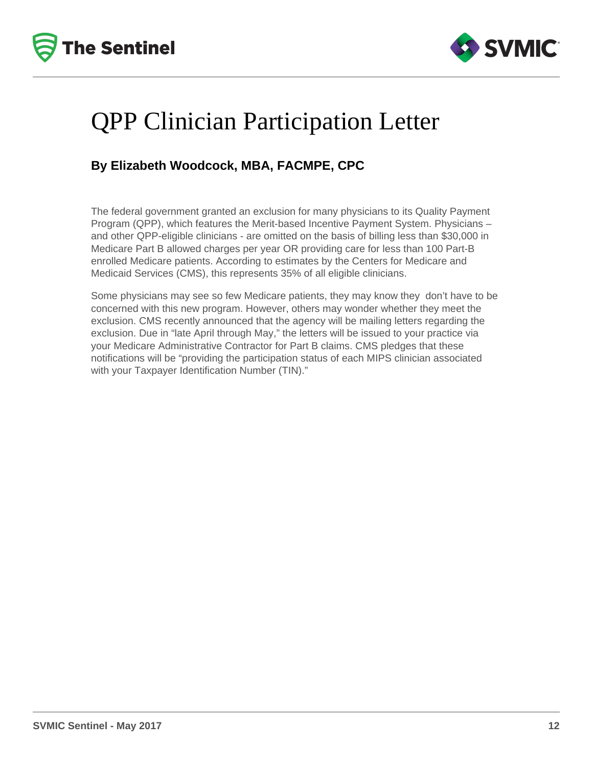# QPP Clinician Participation Letter

**By Elizabeth Woodcock, MBA, FACMPE, CPC**

The federal government granted an exclusion for many physicians to its Quality Payment Program (QPP), which features the Merit-based Incentive Payment System. Physicians – and other QPP-eligible clinicians - are omitted on the basis of billing less than $30,000 in Medicare Part B allowed charges per year OR providing care for less than 100 Part-B enrolled Medicare patients. According to estimates by the Centers for Medicare and Medicaid Services (CMS), this represents 35% of all eligible clinicians.

Some physicians may see so few Medicare patients, they may know they don't have to be concerned with this new program. However, others may wonder whether they meet the exclusion. CMS recently announced that the agency will be mailing letters regarding the exclusion. Due in "late April through May," the letters will be issued to your practice via your Medicare Administrative Contractor for Part B claims. CMS pledges that these notifications will be "providing the participation status of each MIPS clinician associated with your Taxpayer Identification Number (TIN)."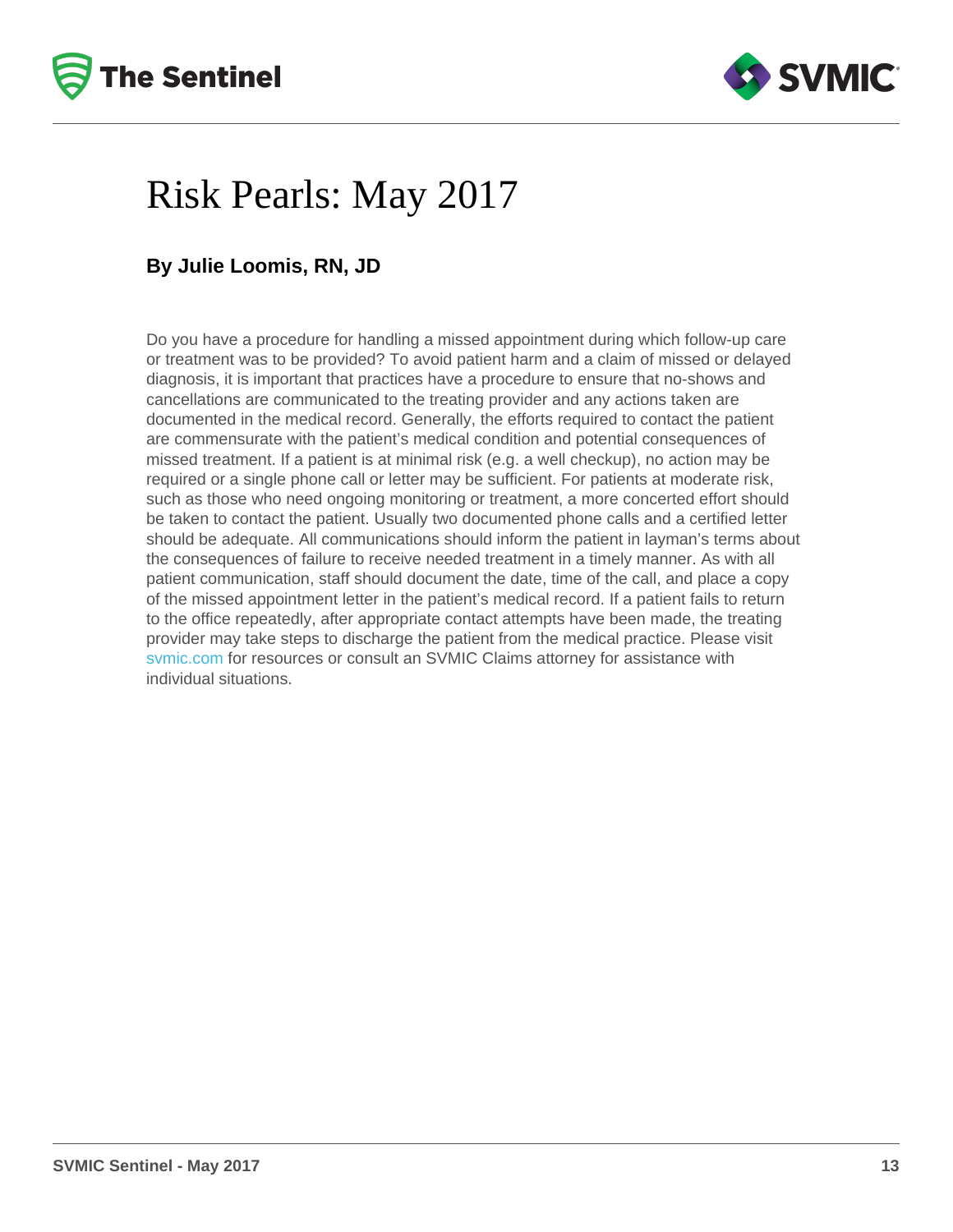# Risk Pearls: May 2017

**By Julie Loomis, RN, JD**

Do you have a procedure for handling a missed appointment during which follow-up care or treatment was to be provided? To avoid patient harm and a claim of missed or delayed diagnosis, it is important that practices have a procedure to ensure that no-shows and cancellations are communicated to the treating provider and any actions taken are documented in the medical record. Generally, the efforts required to contact the patient are commensurate with the patient's medical condition and potential consequences of missed treatment. If a patient is at minimal risk (e.g. a well checkup), no action may be required or a single phone call or letter may be sufficient. For patients at moderate risk, such as those who need ongoing monitoring or treatment, a more concerted effort should be taken to contact the patient. Usually two documented phone calls and a certified letter should be adequate. All communications should inform the patient in layman's terms about the consequences of failure to receive needed treatment in a timely manner. As with all patient communication, staff should document the date, time of the call, and place a copy of the missed appointment letter in the patient's medical record. If a patient fails to return to the office repeatedly, after appropriate contact attempts have been made, the treating provider may take steps to discharge the patient from the medical practice. Please visit svmic.com for resources or consult an SVMIC Claims attorney for assistance with individual situations.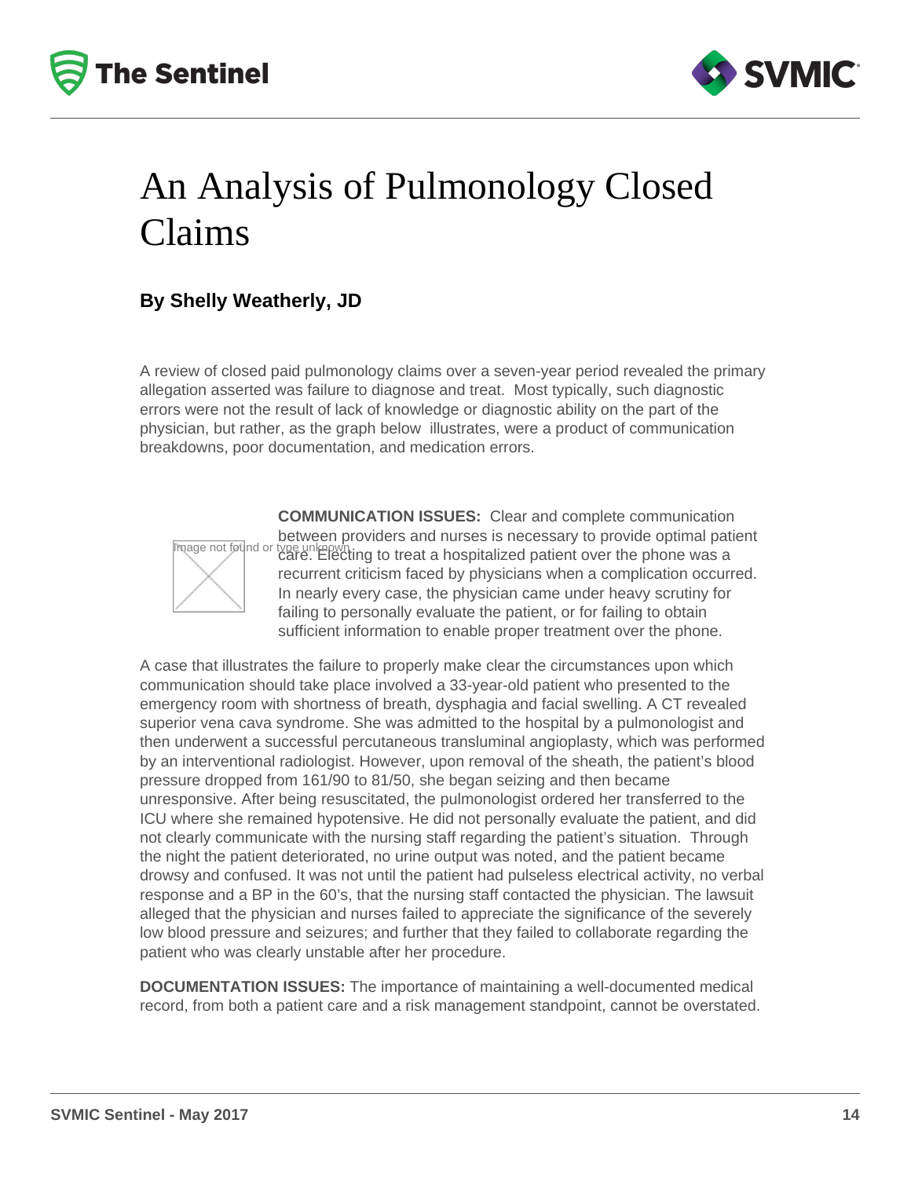# An Analysis of Pulmonology Closed Claims

**By Shelly Weatherly, JD**

A review of closed paid pulmonology claims over a seven-year period revealed the primary allegation asserted was failure to diagnose and treat. Most typically, such diagnostic errors were not the result of lack of knowledge or diagnostic ability on the part of the physician, but rather, as the graph below illustrates, were a product of communication breakdowns, poor documentation, and medication errors.

**COMMUNICATION ISSUES:** Clear and complete communication between providers and nurses is necessary to provide optimal patient care. Electing to treat a hospitalized patient over the phone was a recurrent criticism faced by physicians when a complication occurred. In nearly every case, the physician came under heavy scrutiny for failing to personally evaluate the patient, or for failing to obtain sufficient information to enable proper treatment over the phone.

A case that illustrates the failure to properly make clear the circumstances upon which communication should take place involved a 33-year-old patient who presented to the emergency room with shortness of breath, dysphagia and facial swelling. A CT revealed superior vena cava syndrome. She was admitted to the hospital by a pulmonologist and then underwent a successful percutaneous transluminal angioplasty, which was performed by an interventional radiologist. However, upon removal of the sheath, the patient's blood pressure dropped from 161/90 to 81/50, she began seizing and then became unresponsive. After being resuscitated, the pulmonologist ordered her transferred to the ICU where she remained hypotensive. He did not personally evaluate the patient, and did not clearly communicate with the nursing staff regarding the patient's situation. Through the night the patient deteriorated, no urine output was noted, and the patient became drowsy and confused. It was not until the patient had pulseless electrical activity, no verbal response and a BP in the 60's, that the nursing staff contacted the physician. The lawsuit alleged that the physician and nurses failed to appreciate the significance of the severely low blood pressure and seizures; and further that they failed to collaborate regarding the patient who was clearly unstable after her procedure.

**DOCUMENTATION ISSUES:** The importance of maintaining a well-documented medical record, from both a patient care and a risk management standpoint, cannot be overstated.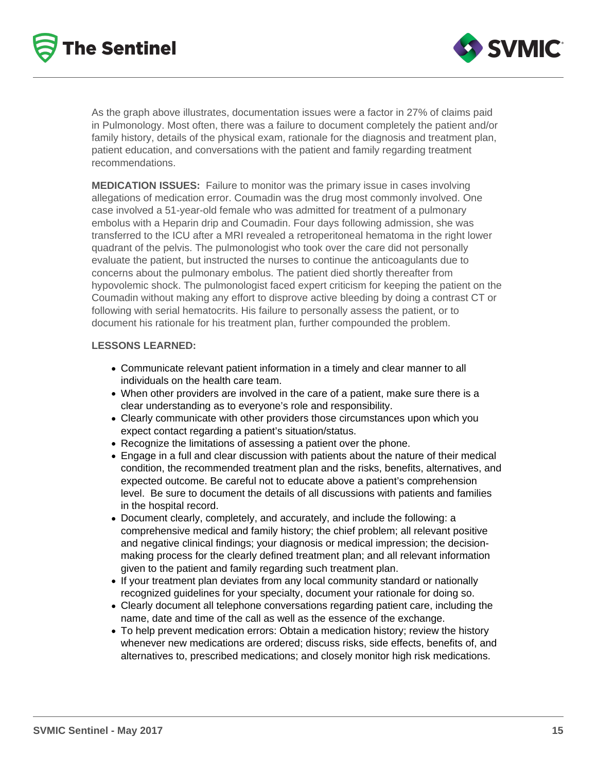As the graph above illustrates, documentation issues were a factor in 27% of claims paid in Pulmonology. Most often, there was a failure to document completely the patient and/or family history, details of the physical exam, rationale for the diagnosis and treatment plan, patient education, and conversations with the patient and family regarding treatment recommendations.

**MEDICATION ISSUES:** Failure to monitor was the primary issue in cases involving allegations of medication error. Coumadin was the drug most commonly involved. One case involved a 51-year-old female who was admitted for treatment of a pulmonary embolus with a Heparin drip and Coumadin. Four days following admission, she was transferred to the ICU after a MRI revealed a retroperitoneal hematoma in the right lower quadrant of the pelvis. The pulmonologist who took over the care did not personally evaluate the patient, but instructed the nurses to continue the anticoagulants due to concerns about the pulmonary embolus. The patient died shortly thereafter from hypovolemic shock. The pulmonologist faced expert criticism for keeping the patient on the Coumadin without making any effort to disprove active bleeding by doing a contrast CT or following with serial hematocrits. His failure to personally assess the patient, or to document his rationale for his treatment plan, further compounded the problem.

**LESSONS LEARNED:**

- Communicate relevant patient information in a timely and clear manner to all individuals on the health care team.
- When other providers are involved in the care of a patient, make sure there is a clear understanding as to everyone's role and responsibility.
- Clearly communicate with other providers those circumstances upon which you expect contact regarding a patient's situation/status.
- Recognize the limitations of assessing a patient over the phone.
- Engage in a full and clear discussion with patients about the nature of their medical condition, the recommended treatment plan and the risks, benefits, alternatives, and expected outcome. Be careful not to educate above a patient's comprehension level. Be sure to document the details of all discussions with patients and families in the hospital record.
- Document clearly, completely, and accurately, and include the following: a comprehensive medical and family history; the chief problem; all relevant positive and negative clinical findings; your diagnosis or medical impression; the decision-making process for the clearly defined treatment plan; and all relevant information given to the patient and family regarding such treatment plan.
- If your treatment plan deviates from any local community standard or nationally recognized guidelines for your specialty, document your rationale for doing so.
- Clearly document all telephone conversations regarding patient care, including the name, date and time of the call as well as the essence of the exchange.
- To help prevent medication errors: Obtain a medication history; review the history whenever new medications are ordered; discuss risks, side effects, benefits of, and alternatives to, prescribed medications; and closely monitor high risk medications.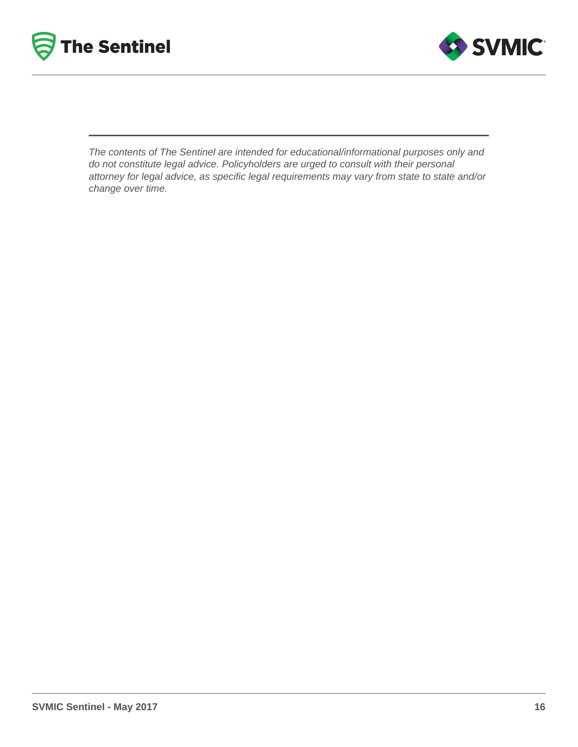---

*The contents of The Sentinel are intended for educational/informational purposes only and do not constitute legal advice. Policyholders are urged to consult with their personal attorney for legal advice, as specific legal requirements may vary from state to state and/or change over time.*